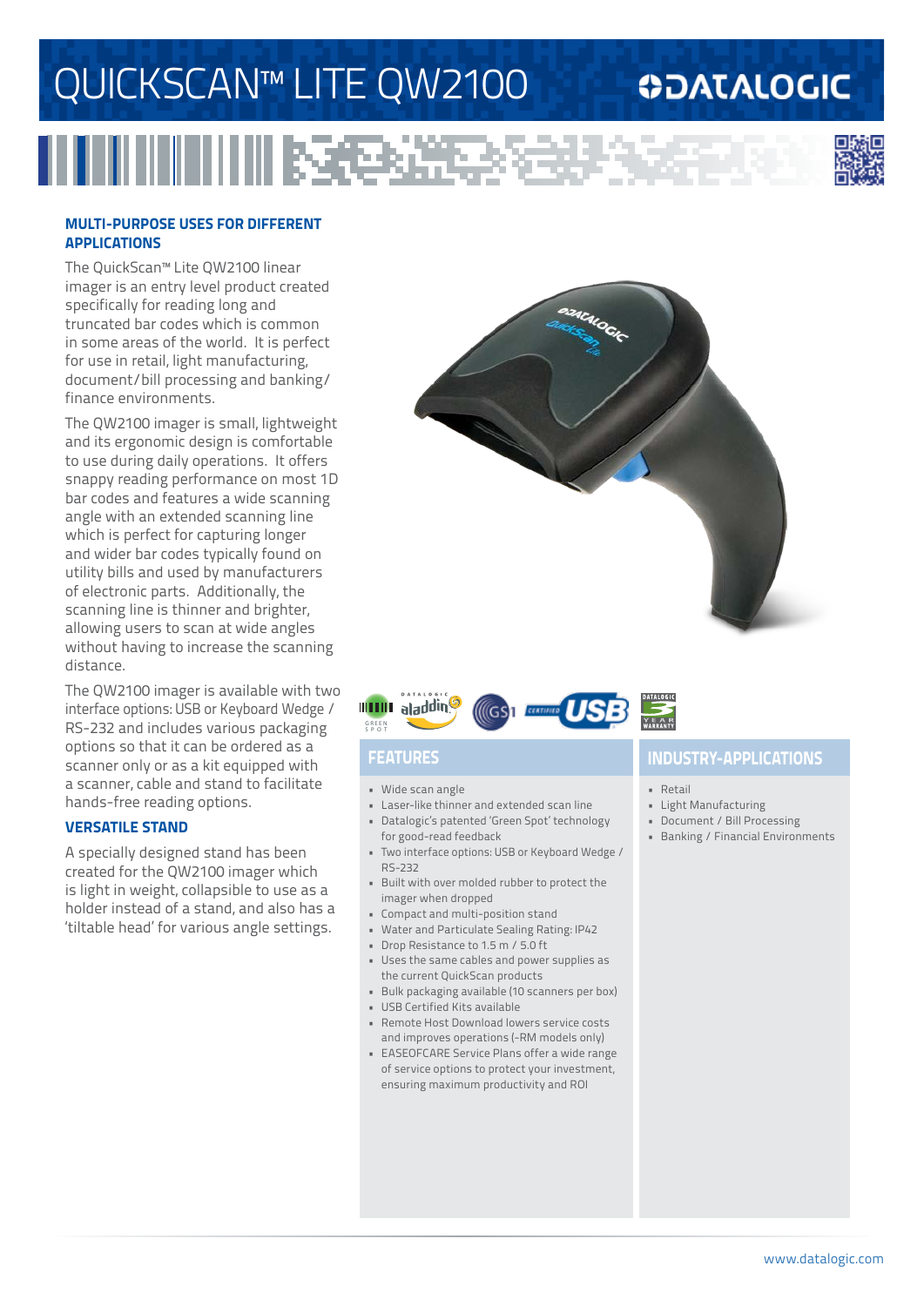# QUICKSCAN™ LITE QW2100

## MULTI-PURPOSE USES FOR DIFFERENT APPLICATIONS

The QuickScan™ Lite QW2100 linear imager is an entry level product created specifically for reading long and truncated bar codes which is common in some areas of the world. It is perfect for use in retail, light manufacturing, document/bill processing and banking/finance environments.

The QW2100 imager is small, lightweight and its ergonomic design is comfortable to use during daily operations. It offers snappy reading performance on most 1D bar codes and features a wide scanning angle with an extended scanning line which is perfect for capturing longer and wider bar codes typically found on utility bills and used by manufacturers of electronic parts. Additionally, the scanning line is thinner and brighter, allowing users to scan at wide angles without having to increase the scanning distance.

The QW2100 imager is available with two interface options: USB or Keyboard Wedge / RS-232 and includes various packaging options so that it can be ordered as a scanner only or as a kit equipped with a scanner, cable and stand to facilitate hands-free reading options.

## VERSATILE STAND

A specially designed stand has been created for the QW2100 imager which is light in weight, collapsible to use as a holder instead of a stand, and also has a 'tiltable head' for various angle settings.

## FEATURES

- Wide scan angle
- Laser-like thinner and extended scan line
- Datalogic's patented 'Green Spot' technology for good-read feedback
- Two interface options: USB or Keyboard Wedge / RS-232
- Built with over molded rubber to protect the imager when dropped
- Compact and multi-position stand
- Water and Particulate Sealing Rating: IP42
- Drop Resistance to 1.5 m / 5.0 ft
- Uses the same cables and power supplies as the current QuickScan products
- Bulk packaging available (10 scanners per box)
- USB Certified Kits available
- Remote Host Download lowers service costs and improves operations (-RM models only)
- EASEOFCARE Service Plans offer a wide range of service options to protect your investment, ensuring maximum productivity and ROI

## INDUSTRY-APPLICATIONS

- Retail
- Light Manufacturing
- Document / Bill Processing
- Banking / Financial Environments

www.datalogic.com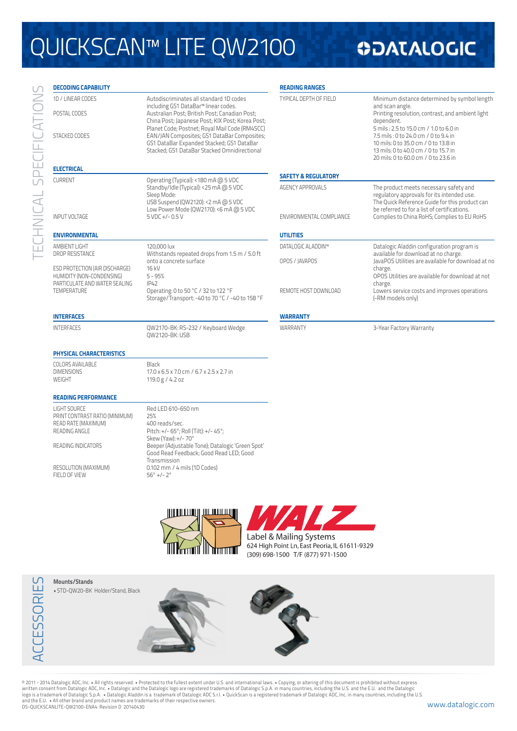# QUICKSCAN™ LITE QW2100

DATALOGIC

## TECHNICAL SPECIFICATIONS

### DECODING CAPABILITY

| | |
|---|---|
| 1D / LINEAR CODES | Autodiscriminates all standard 1D codes including GS1 DataBar™ linear codes. |
| POSTAL CODES | Australian Post; British Post; Canadian Post; China Post; Japanese Post; KIX Post; Korea Post; Planet Code; Postnet; Royal Mail Code (RM4SCC) |
| STACKED CODES | EAN/JAN Composites; GS1 DataBar Composites; GS1 DataBar Expanded Stacked; GS1 DataBar Stacked; GS1 DataBar Stacked Omnidirectional |

### ELECTRICAL

| | |
|---|---|
| CURRENT | Operating (Typical): <180 mA @ 5 VDC<br>Standby/Idle (Typical): <25 mA @ 5 VDC<br>Sleep Mode:<br>USB Suspend (QW2120): <2 mA @ 5 VDC<br>Low Power Mode (QW2170): <6 mA @ 5 VDC |
| INPUT VOLTAGE | 5 VDC +/- 0.5 V |

### ENVIRONMENTAL

| | |
|---|---|
| AMBIENT LIGHT | 120,000 lux |
| DROP RESISTANCE | Withstands repeated drops from 1.5 m / 5.0 ft onto a concrete surface |
| ESD PROTECTION (AIR DISCHARGE) | 16 kV |
| HUMIDITY (NON-CONDENSING) | 5 - 95% |
| PARTICULATE AND WATER SEALING | IP42 |
| TEMPERATURE | Operating: 0 to 50 °C / 32 to 122 °F<br>Storage/Transport: -40 to 70 °C / -40 to 158 °F |

### INTERFACES

| | |
|---|---|
| INTERFACES | QW2170-BK: RS-232 / Keyboard Wedge<br>QW2120-BK: USB |

### PHYSICAL CHARACTERISTICS

| | |
|---|---|
| COLORS AVAILABLE | Black |
| DIMENSIONS | 17.0 x 6.5 x 7.0 cm / 6.7 x 2.5 x 2.7 in |
| WEIGHT | 119.0 g / 4.2 oz |

### READING PERFORMANCE

| | |
|---|---|
| LIGHT SOURCE | Red LED 610-650 nm |
| PRINT CONTRAST RATIO (MINIMUM) | 25% |
| READ RATE (MAXIMUM) | 400 reads/sec. |
| READING ANGLE | Pitch: +/- 65°; Roll (Tilt): +/- 45°; Skew (Yaw): +/- 70° |
| READING INDICATORS | Beeper (Adjustable Tone); Datalogic 'Green Spot' Good Read Feedback; Good Read LED; Good Transmission |
| RESOLUTION (MAXIMUM) | 0.102 mm / 4 mils (1D Codes) |
| FIELD OF VIEW | 56° +/- 2° |

### READING RANGES

| | |
|---|---|
| TYPICAL DEPTH OF FIELD | Minimum distance determined by symbol length and scan angle.<br>Printing resolution, contrast, and ambient light dependent.<br>5 mils : 2.5 to 15.0 cm / 1.0 to 6.0 in<br>7.5 mils : 0 to 24.0 cm / 0 to 9.4 in<br>10 mils: 0 to 35.0 cm / 0 to 13.8 in<br>13 mils: 0 to 40.0 cm / 0 to 15.7 in<br>20 mils: 0 to 60.0 cm / 0 to 23.6 in |

### SAFETY & REGULATORY

| | |
|---|---|
| AGENCY APPROVALS | The product meets necessary safety and regulatory approvals for its intended use. The Quick Reference Guide for this product can be referred to for a list of certifications. |
| ENVIRONMENTAL COMPLIANCE | Complies to China RoHS; Complies to EU RoHS |

### UTILITIES

| | |
|---|---|
| DATALOGIC ALADDIN™ | Datalogic Aladdin configuration program is available for download at no charge. |
| OPOS / JAVAPOS | JavaPOS Utilities are available for download at no charge.<br>OPOS Utilities are available for download at not charge. |
| REMOTE HOST DOWNLOAD | Lowers service costs and improves operations (-RM models only) |

### WARRANTY

| | |
|---|---|
| WARRANTY | 3-Year Factory Warranty |

WALZ
Label & Mailing Systems
624 High Point Ln, East Peoria, IL 61611-9329
(309) 698-1500 T/F (877) 971-1500

## ACCESSORIES

**Mounts/Stands**

- STD-QW20-BK Holder/Stand, Black

© 2011 - 2014 Datalogic ADC, Inc. • All rights reserved. • Protected to the fullest extent under U.S. and international laws. • Copying, or altering of this document is prohibited without express written consent from Datalogic ADC, Inc. • Datalogic and the Datalogic logo are registered trademarks of Datalogic S.p.A. in many countries, including the U.S. and the E.U. and the Datalogic logo is a trademark of Datalogic S.p.A. • Datalogic Aladdin is a trademark of Datalogic ADC S.r.l. • QuickScan is a registered trademark of Datalogic ADC, Inc. in many countries, including the U.S. and the E.U. • All other brand and product names are trademarks of their respective owners.
DS-QUICKSCANLITE-QW2100-ENA4 Revision D 20140430

www.datalogic.com